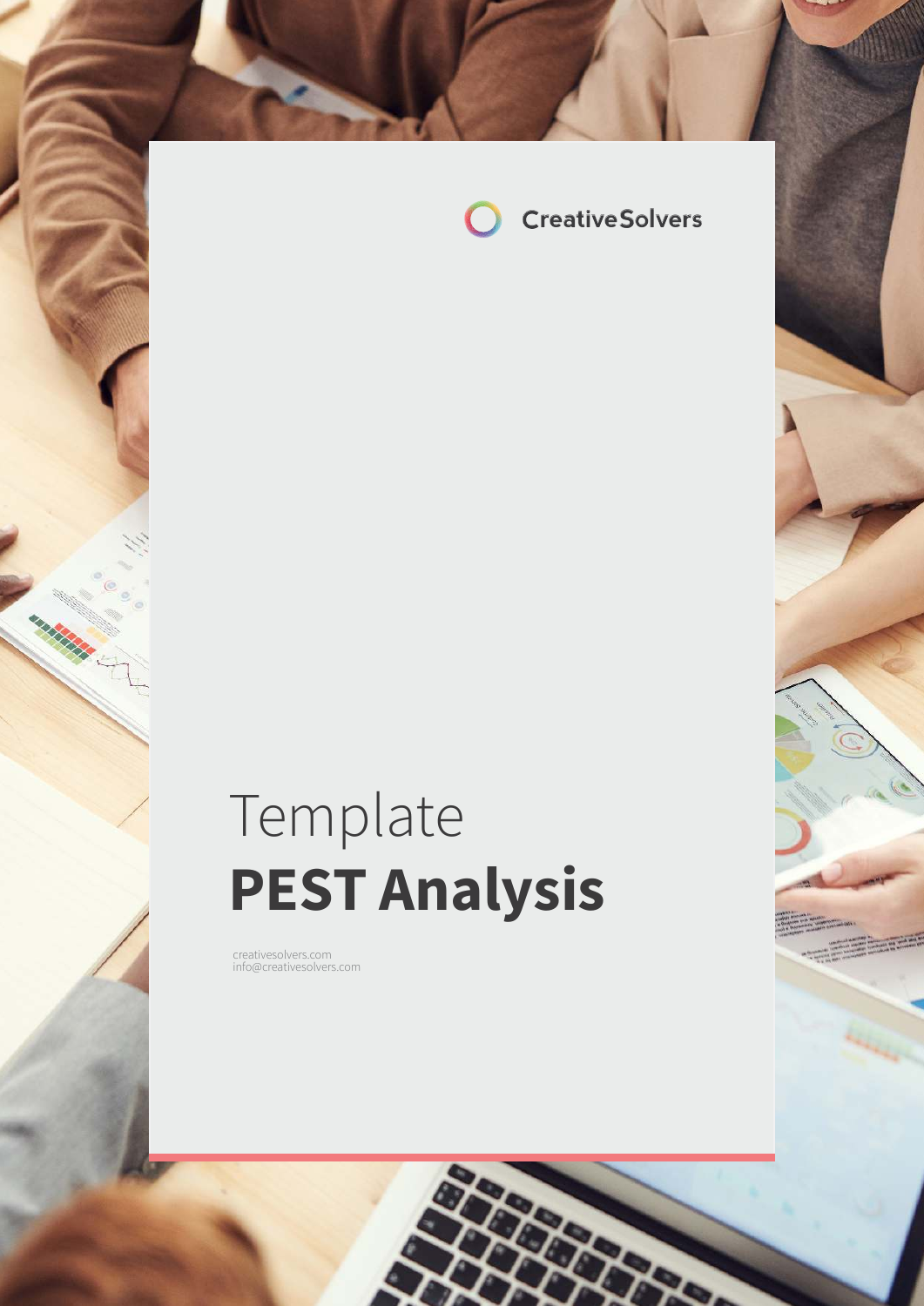CreativeSolvers

Template

# PEST Analysis

creativesolvers.com
info@creativesolvers.com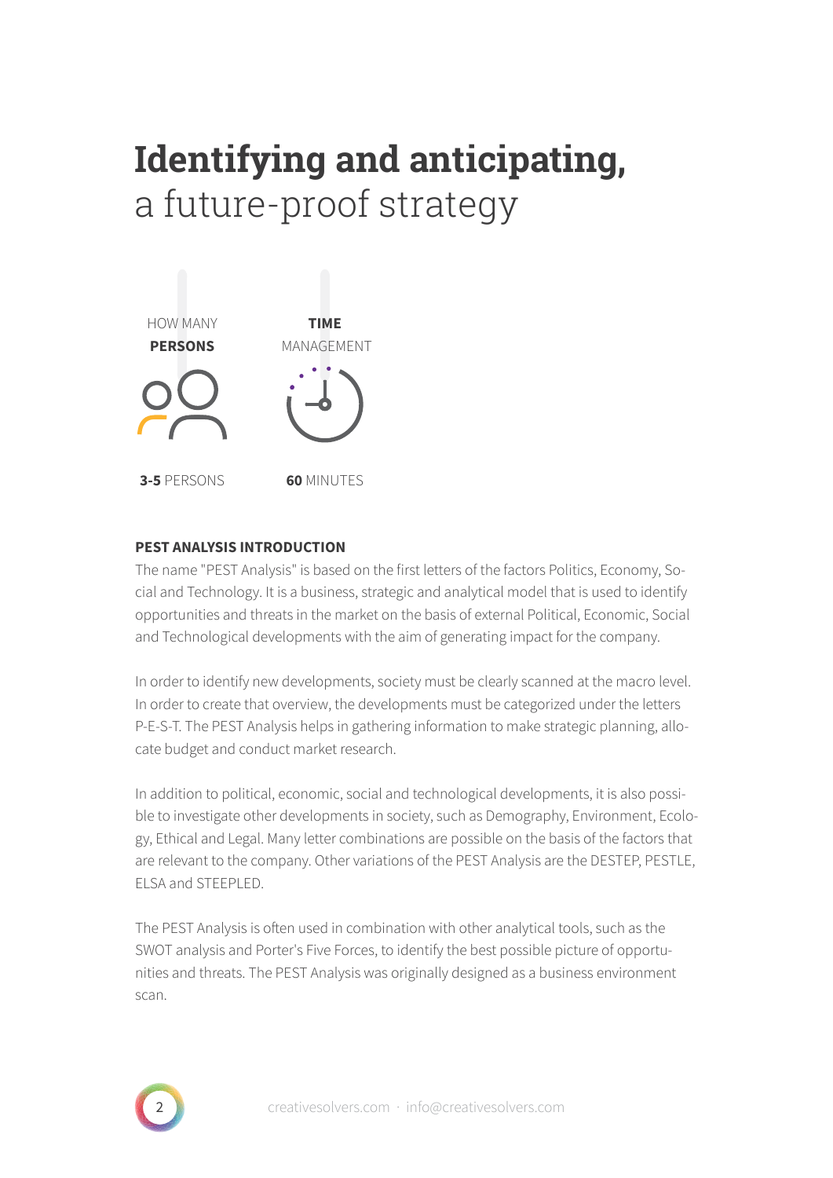# **Identifying and anticipating,** a future-proof strategy

HOW MANY **PERSONS**

**3-5** PERSONS

**TIME** MANAGEMENT

**60** MINUTES

**PEST ANALYSIS INTRODUCTION**

The name "PEST Analysis" is based on the first letters of the factors Politics, Economy, Social and Technology. It is a business, strategic and analytical model that is used to identify opportunities and threats in the market on the basis of external Political, Economic, Social and Technological developments with the aim of generating impact for the company.

In order to identify new developments, society must be clearly scanned at the macro level. In order to create that overview, the developments must be categorized under the letters P-E-S-T. The PEST Analysis helps in gathering information to make strategic planning, allocate budget and conduct market research.

In addition to political, economic, social and technological developments, it is also possible to investigate other developments in society, such as Demography, Environment, Ecology, Ethical and Legal. Many letter combinations are possible on the basis of the factors that are relevant to the company. Other variations of the PEST Analysis are the DESTEP, PESTLE, ELSA and STEEPLED.

The PEST Analysis is often used in combination with other analytical tools, such as the SWOT analysis and Porter's Five Forces, to identify the best possible picture of opportunities and threats. The PEST Analysis was originally designed as a business environment scan.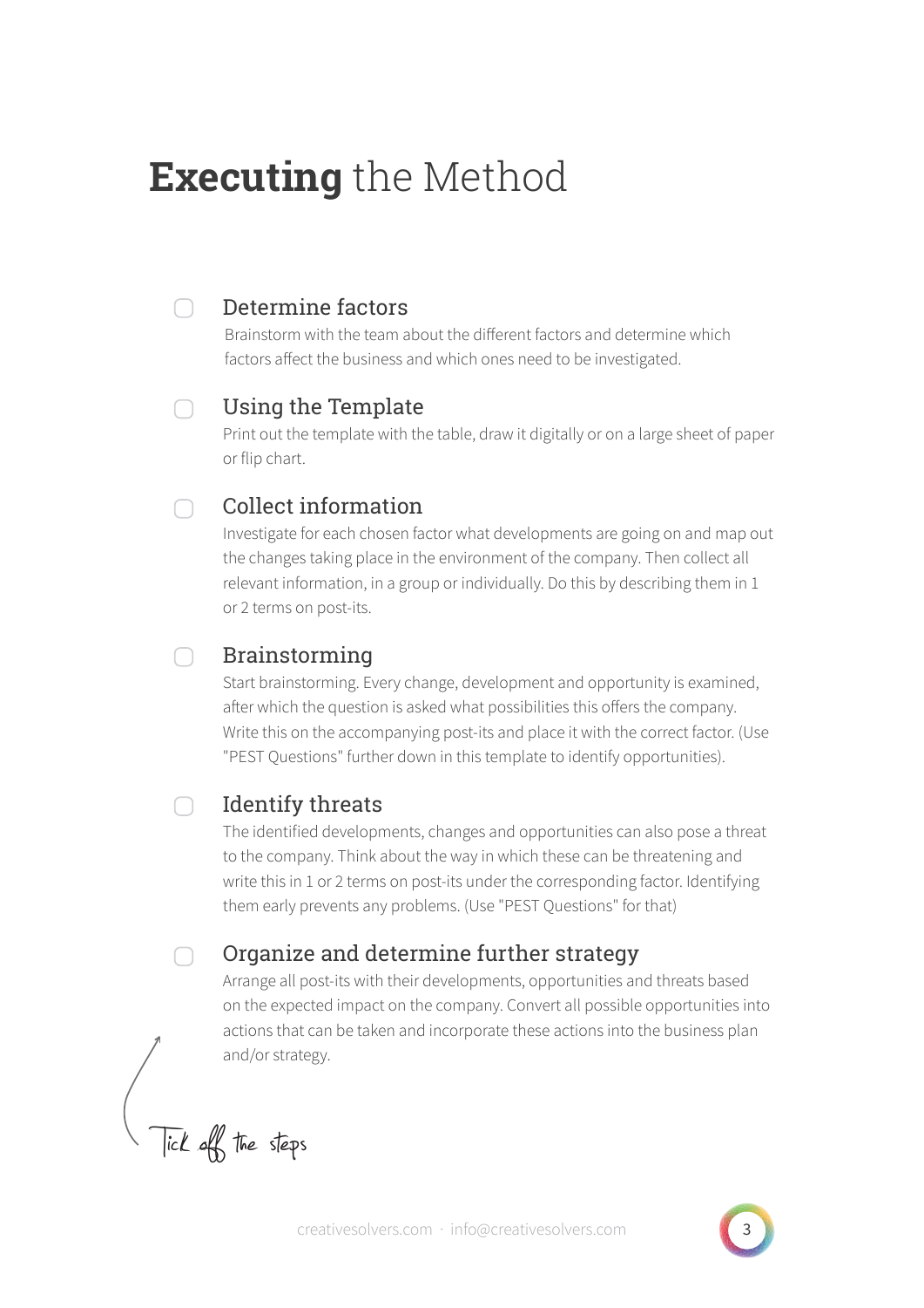# **Executing** the Method

- [ ] **Determine factors**

  Brainstorm with the team about the different factors and determine which factors affect the business and which ones need to be investigated.

- [ ] **Using the Template**

  Print out the template with the table, draw it digitally or on a large sheet of paper or flip chart.

- [ ] **Collect information**

  Investigate for each chosen factor what developments are going on and map out the changes taking place in the environment of the company. Then collect all relevant information, in a group or individually. Do this by describing them in 1 or 2 terms on post-its.

- [ ] **Brainstorming**

  Start brainstorming. Every change, development and opportunity is examined, after which the question is asked what possibilities this offers the company. Write this on the accompanying post-its and place it with the correct factor. (Use "PEST Questions" further down in this template to identify opportunities).

- [ ] **Identify threats**

  The identified developments, changes and opportunities can also pose a threat to the company. Think about the way in which these can be threatening and write this in 1 or 2 terms on post-its under the corresponding factor. Identifying them early prevents any problems. (Use "PEST Questions" for that)

- [ ] **Organize and determine further strategy**

  Arrange all post-its with their developments, opportunities and threats based on the expected impact on the company. Convert all possible opportunities into actions that can be taken and incorporate these actions into the business plan and/or strategy.

Tick off the steps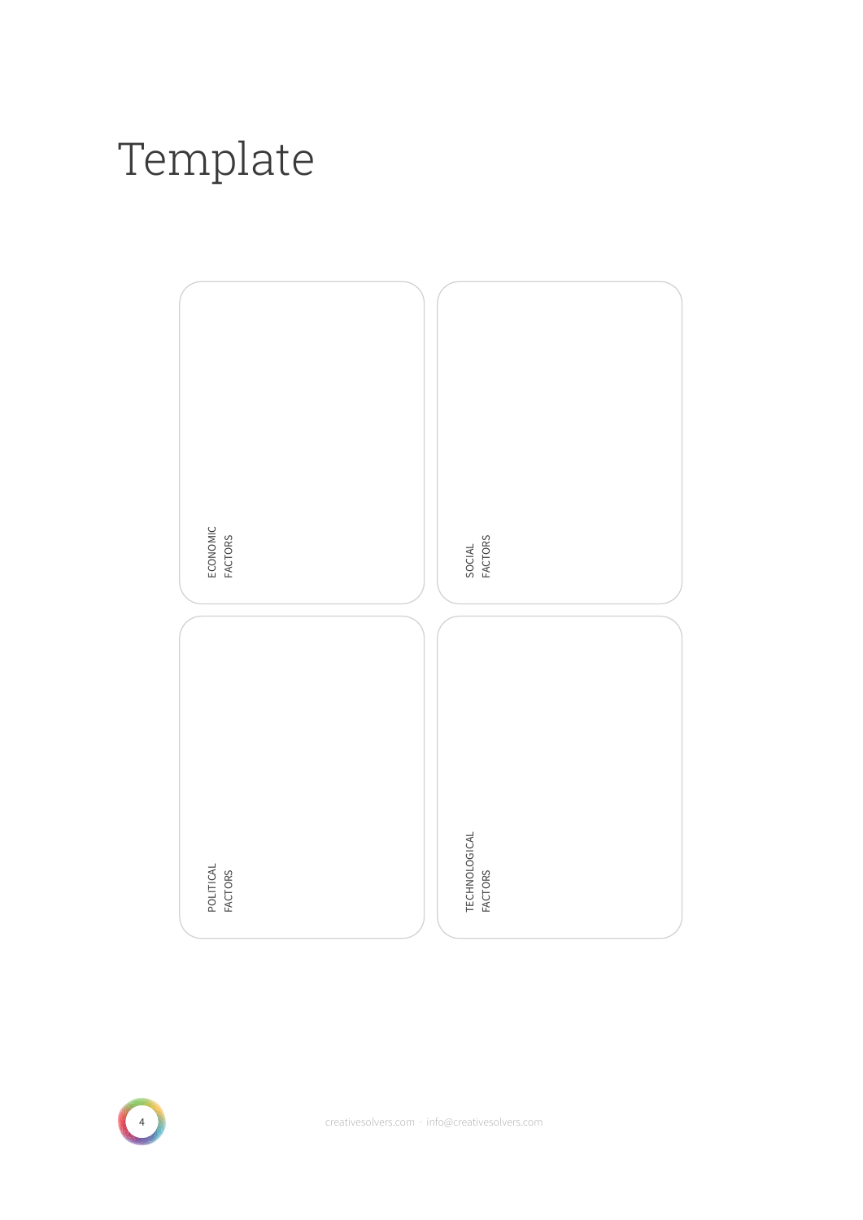# Template

| | |
|---|---|
| ECONOMIC FACTORS | SOCIAL FACTORS |
| POLITICAL FACTORS | TECHNOLOGICAL FACTORS |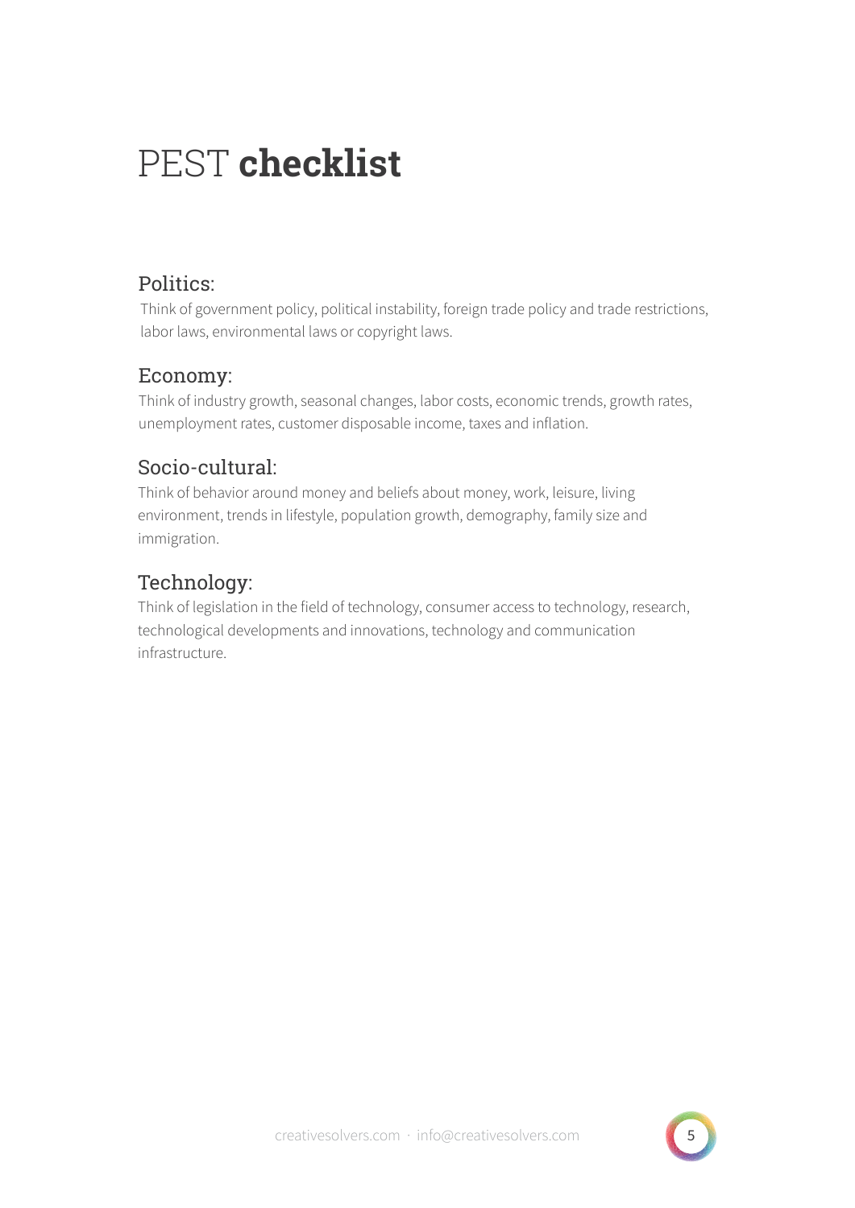# PEST **checklist**

## Politics:

Think of government policy, political instability, foreign trade policy and trade restrictions, labor laws, environmental laws or copyright laws.

## Economy:

Think of industry growth, seasonal changes, labor costs, economic trends, growth rates, unemployment rates, customer disposable income, taxes and inflation.

## Socio-cultural:

Think of behavior around money and beliefs about money, work, leisure, living environment, trends in lifestyle, population growth, demography, family size and immigration.

## Technology:

Think of legislation in the field of technology, consumer access to technology, research, technological developments and innovations, technology and communication infrastructure.